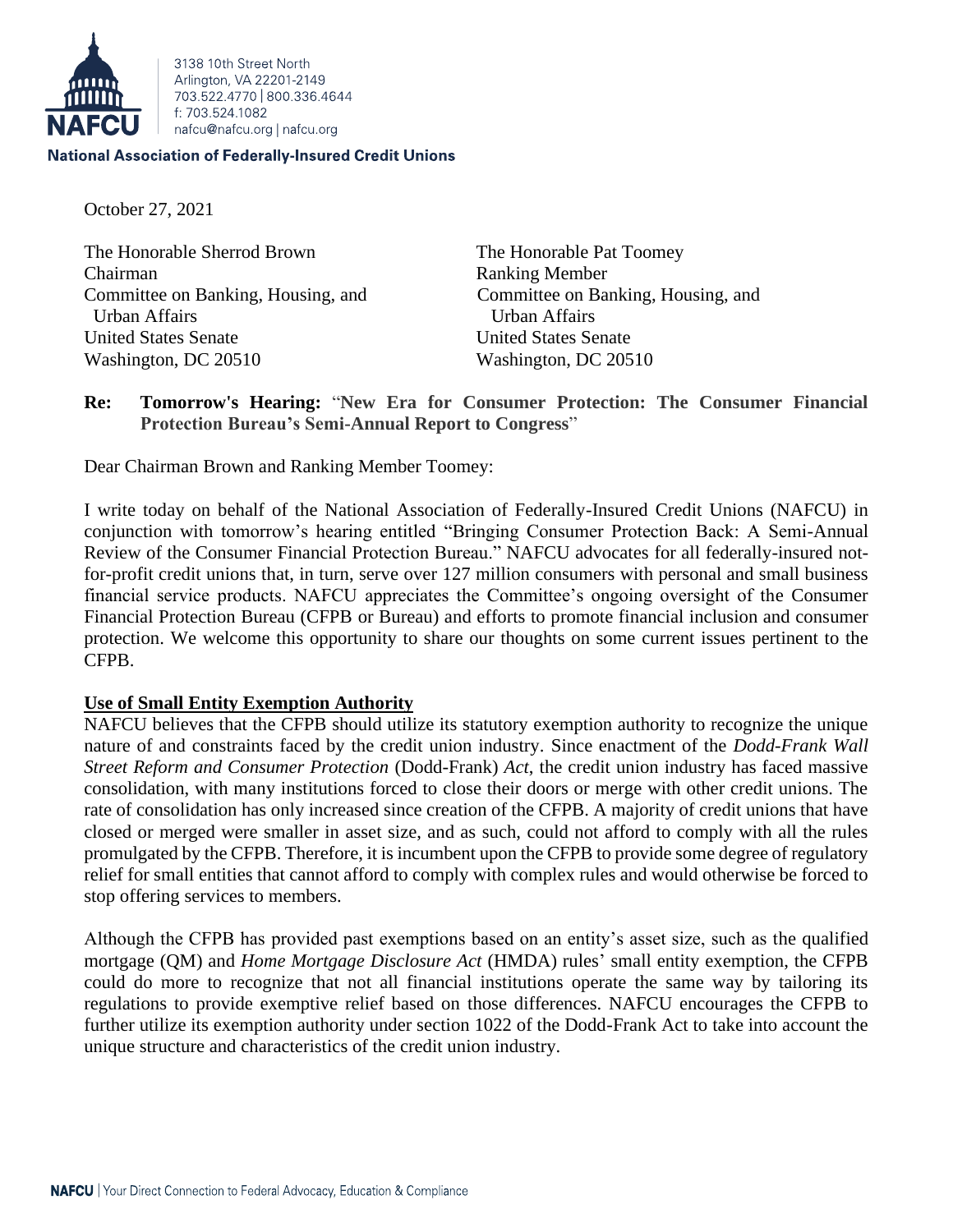3138 10th Street North
Arlington, VA 22201-2149
703.522.4770 | 800.336.4644
f: 703.524.1082
nafcu@nafcu.org | nafcu.org

**National Association of Federally-Insured Credit Unions**

October 27, 2021

The Honorable Sherrod Brown
Chairman
Committee on Banking, Housing, and Urban Affairs
United States Senate
Washington, DC 20510

The Honorable Pat Toomey
Ranking Member
Committee on Banking, Housing, and Urban Affairs
United States Senate
Washington, DC 20510

**Re: Tomorrow's Hearing:** "**New Era for Consumer Protection: The Consumer Financial Protection Bureau's Semi-Annual Report to Congress**"

Dear Chairman Brown and Ranking Member Toomey:

I write today on behalf of the National Association of Federally-Insured Credit Unions (NAFCU) in conjunction with tomorrow's hearing entitled "Bringing Consumer Protection Back: A Semi-Annual Review of the Consumer Financial Protection Bureau." NAFCU advocates for all federally-insured not-for-profit credit unions that, in turn, serve over 127 million consumers with personal and small business financial service products. NAFCU appreciates the Committee's ongoing oversight of the Consumer Financial Protection Bureau (CFPB or Bureau) and efforts to promote financial inclusion and consumer protection. We welcome this opportunity to share our thoughts on some current issues pertinent to the CFPB.

**Use of Small Entity Exemption Authority**

NAFCU believes that the CFPB should utilize its statutory exemption authority to recognize the unique nature of and constraints faced by the credit union industry. Since enactment of the *Dodd-Frank Wall Street Reform and Consumer Protection* (Dodd-Frank) *Act*, the credit union industry has faced massive consolidation, with many institutions forced to close their doors or merge with other credit unions. The rate of consolidation has only increased since creation of the CFPB. A majority of credit unions that have closed or merged were smaller in asset size, and as such, could not afford to comply with all the rules promulgated by the CFPB. Therefore, it is incumbent upon the CFPB to provide some degree of regulatory relief for small entities that cannot afford to comply with complex rules and would otherwise be forced to stop offering services to members.

Although the CFPB has provided past exemptions based on an entity's asset size, such as the qualified mortgage (QM) and *Home Mortgage Disclosure Act* (HMDA) rules' small entity exemption, the CFPB could do more to recognize that not all financial institutions operate the same way by tailoring its regulations to provide exemptive relief based on those differences. NAFCU encourages the CFPB to further utilize its exemption authority under section 1022 of the Dodd-Frank Act to take into account the unique structure and characteristics of the credit union industry.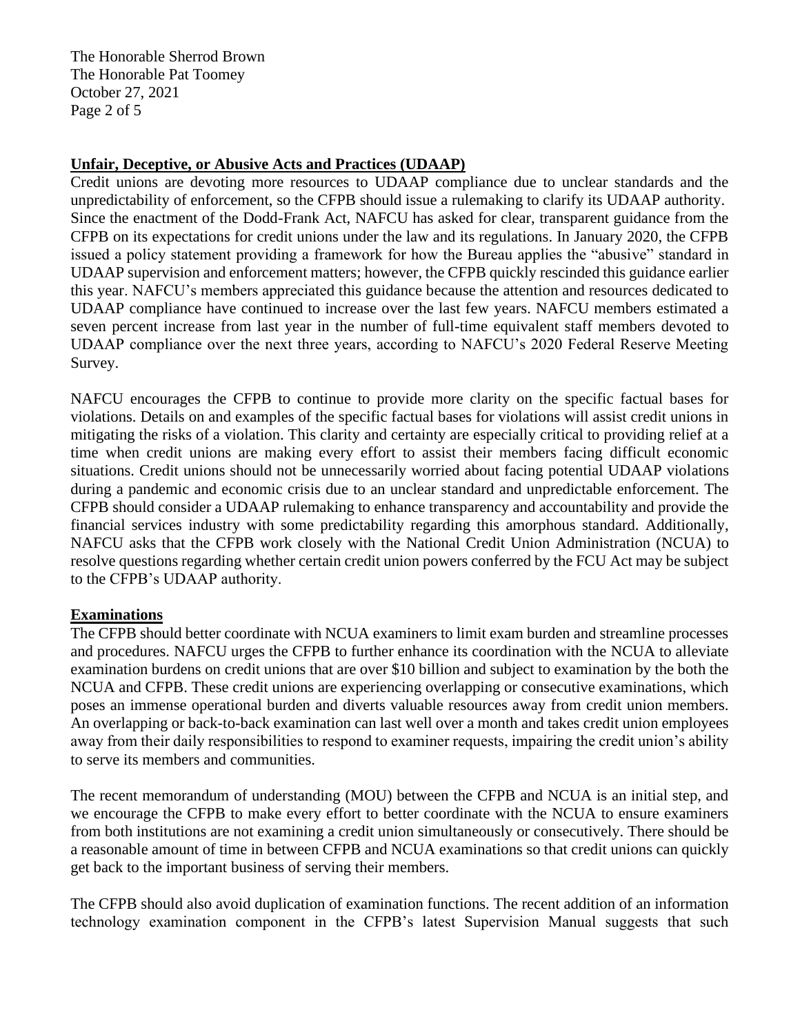## **Unfair, Deceptive, or Abusive Acts and Practices (UDAAP)**

Credit unions are devoting more resources to UDAAP compliance due to unclear standards and the unpredictability of enforcement, so the CFPB should issue a rulemaking to clarify its UDAAP authority. Since the enactment of the Dodd-Frank Act, NAFCU has asked for clear, transparent guidance from the CFPB on its expectations for credit unions under the law and its regulations. In January 2020, the CFPB issued a policy statement providing a framework for how the Bureau applies the "abusive" standard in UDAAP supervision and enforcement matters; however, the CFPB quickly rescinded this guidance earlier this year. NAFCU's members appreciated this guidance because the attention and resources dedicated to UDAAP compliance have continued to increase over the last few years. NAFCU members estimated a seven percent increase from last year in the number of full-time equivalent staff members devoted to UDAAP compliance over the next three years, according to NAFCU's 2020 Federal Reserve Meeting Survey.

NAFCU encourages the CFPB to continue to provide more clarity on the specific factual bases for violations. Details on and examples of the specific factual bases for violations will assist credit unions in mitigating the risks of a violation. This clarity and certainty are especially critical to providing relief at a time when credit unions are making every effort to assist their members facing difficult economic situations. Credit unions should not be unnecessarily worried about facing potential UDAAP violations during a pandemic and economic crisis due to an unclear standard and unpredictable enforcement. The CFPB should consider a UDAAP rulemaking to enhance transparency and accountability and provide the financial services industry with some predictability regarding this amorphous standard. Additionally, NAFCU asks that the CFPB work closely with the National Credit Union Administration (NCUA) to resolve questions regarding whether certain credit union powers conferred by the FCU Act may be subject to the CFPB's UDAAP authority.

## **Examinations**

The CFPB should better coordinate with NCUA examiners to limit exam burden and streamline processes and procedures. NAFCU urges the CFPB to further enhance its coordination with the NCUA to alleviate examination burdens on credit unions that are over $10 billion and subject to examination by the both the NCUA and CFPB. These credit unions are experiencing overlapping or consecutive examinations, which poses an immense operational burden and diverts valuable resources away from credit union members. An overlapping or back-to-back examination can last well over a month and takes credit union employees away from their daily responsibilities to respond to examiner requests, impairing the credit union's ability to serve its members and communities.

The recent memorandum of understanding (MOU) between the CFPB and NCUA is an initial step, and we encourage the CFPB to make every effort to better coordinate with the NCUA to ensure examiners from both institutions are not examining a credit union simultaneously or consecutively. There should be a reasonable amount of time in between CFPB and NCUA examinations so that credit unions can quickly get back to the important business of serving their members.

The CFPB should also avoid duplication of examination functions. The recent addition of an information technology examination component in the CFPB's latest Supervision Manual suggests that such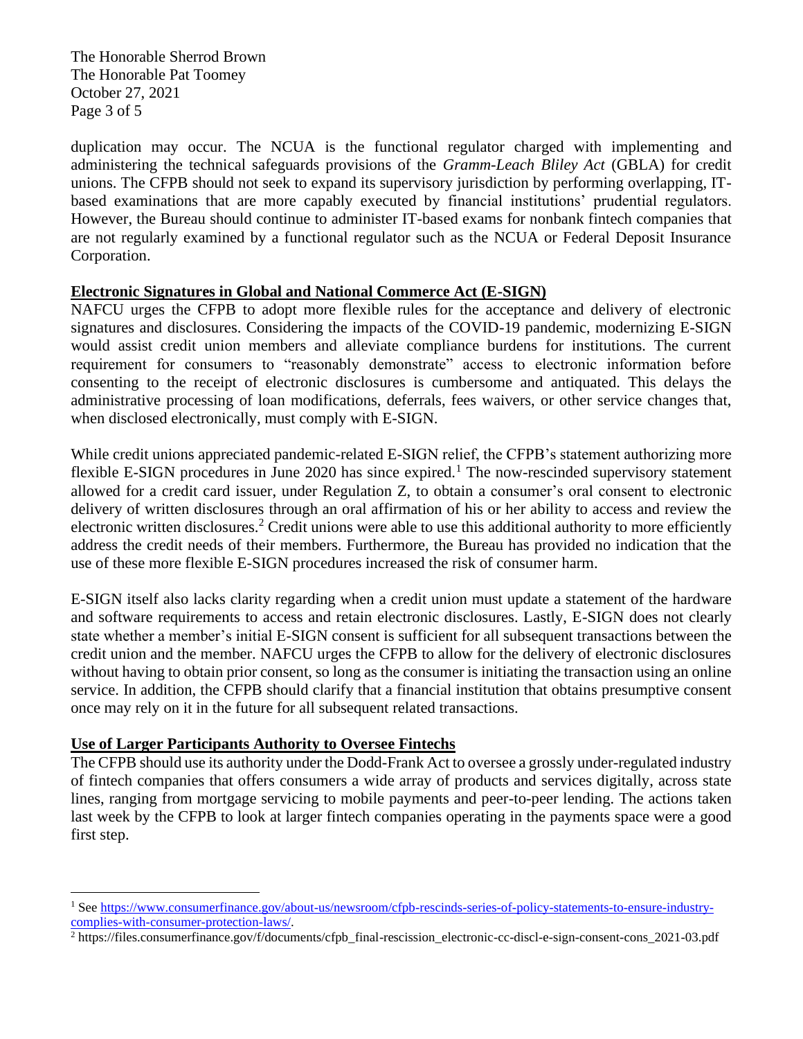duplication may occur. The NCUA is the functional regulator charged with implementing and administering the technical safeguards provisions of the *Gramm-Leach Bliley Act* (GBLA) for credit unions. The CFPB should not seek to expand its supervisory jurisdiction by performing overlapping, IT-based examinations that are more capably executed by financial institutions' prudential regulators. However, the Bureau should continue to administer IT-based exams for nonbank fintech companies that are not regularly examined by a functional regulator such as the NCUA or Federal Deposit Insurance Corporation.

**Electronic Signatures in Global and National Commerce Act (E-SIGN)**

NAFCU urges the CFPB to adopt more flexible rules for the acceptance and delivery of electronic signatures and disclosures. Considering the impacts of the COVID-19 pandemic, modernizing E-SIGN would assist credit union members and alleviate compliance burdens for institutions. The current requirement for consumers to "reasonably demonstrate" access to electronic information before consenting to the receipt of electronic disclosures is cumbersome and antiquated. This delays the administrative processing of loan modifications, deferrals, fees waivers, or other service changes that, when disclosed electronically, must comply with E-SIGN.

While credit unions appreciated pandemic-related E-SIGN relief, the CFPB's statement authorizing more flexible E-SIGN procedures in June 2020 has since expired.[1] The now-rescinded supervisory statement allowed for a credit card issuer, under Regulation Z, to obtain a consumer's oral consent to electronic delivery of written disclosures through an oral affirmation of his or her ability to access and review the electronic written disclosures.[2] Credit unions were able to use this additional authority to more efficiently address the credit needs of their members. Furthermore, the Bureau has provided no indication that the use of these more flexible E-SIGN procedures increased the risk of consumer harm.

E-SIGN itself also lacks clarity regarding when a credit union must update a statement of the hardware and software requirements to access and retain electronic disclosures. Lastly, E-SIGN does not clearly state whether a member's initial E-SIGN consent is sufficient for all subsequent transactions between the credit union and the member. NAFCU urges the CFPB to allow for the delivery of electronic disclosures without having to obtain prior consent, so long as the consumer is initiating the transaction using an online service. In addition, the CFPB should clarify that a financial institution that obtains presumptive consent once may rely on it in the future for all subsequent related transactions.

**Use of Larger Participants Authority to Oversee Fintechs**

The CFPB should use its authority under the Dodd-Frank Act to oversee a grossly under-regulated industry of fintech companies that offers consumers a wide array of products and services digitally, across state lines, ranging from mortgage servicing to mobile payments and peer-to-peer lending. The actions taken last week by the CFPB to look at larger fintech companies operating in the payments space were a good first step.

---

[1] See https://www.consumerfinance.gov/about-us/newsroom/cfpb-rescinds-series-of-policy-statements-to-ensure-industry-complies-with-consumer-protection-laws/.

[2] https://files.consumerfinance.gov/f/documents/cfpb_final-rescission_electronic-cc-discl-e-sign-consent-cons_2021-03.pdf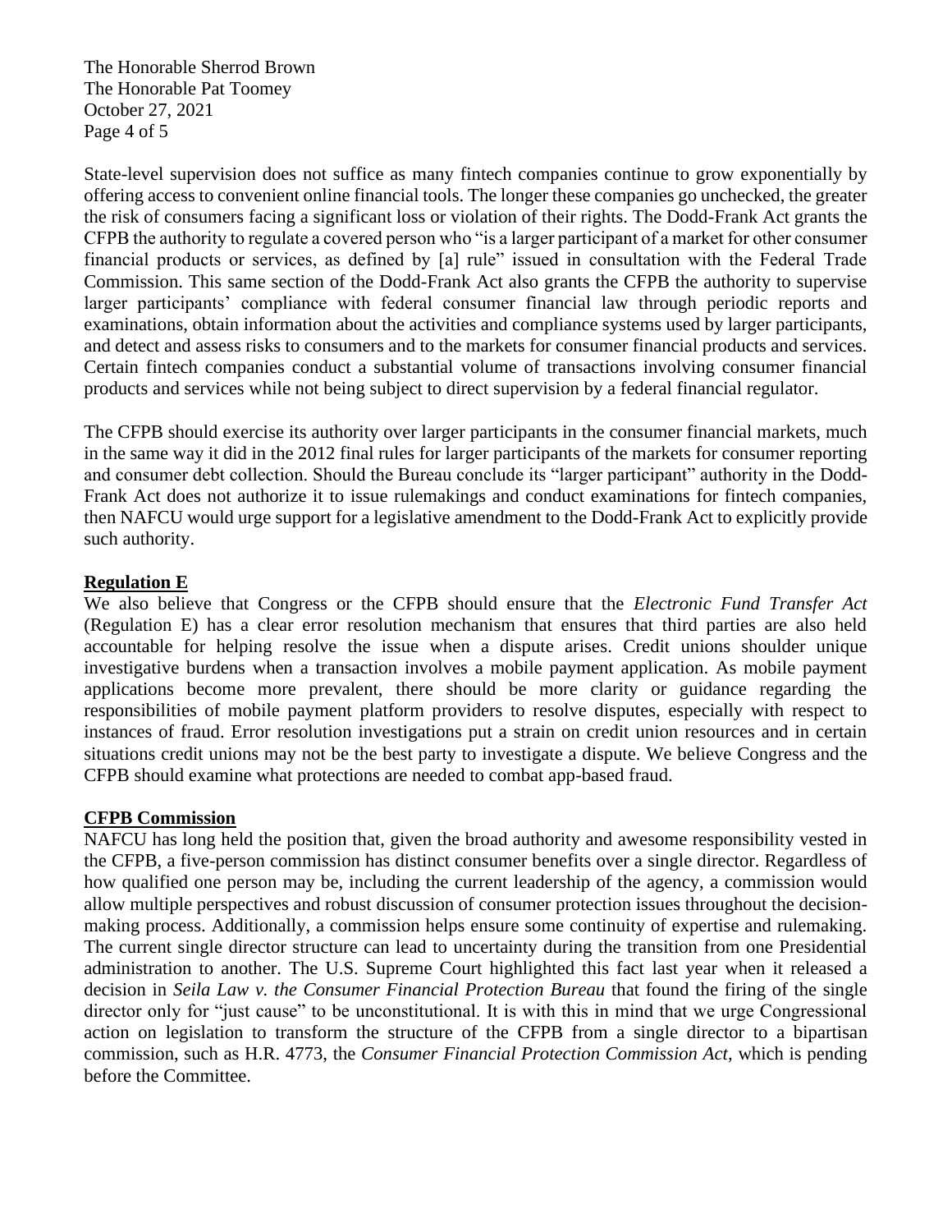State-level supervision does not suffice as many fintech companies continue to grow exponentially by offering access to convenient online financial tools. The longer these companies go unchecked, the greater the risk of consumers facing a significant loss or violation of their rights. The Dodd-Frank Act grants the CFPB the authority to regulate a covered person who "is a larger participant of a market for other consumer financial products or services, as defined by [a] rule" issued in consultation with the Federal Trade Commission. This same section of the Dodd-Frank Act also grants the CFPB the authority to supervise larger participants' compliance with federal consumer financial law through periodic reports and examinations, obtain information about the activities and compliance systems used by larger participants, and detect and assess risks to consumers and to the markets for consumer financial products and services. Certain fintech companies conduct a substantial volume of transactions involving consumer financial products and services while not being subject to direct supervision by a federal financial regulator.

The CFPB should exercise its authority over larger participants in the consumer financial markets, much in the same way it did in the 2012 final rules for larger participants of the markets for consumer reporting and consumer debt collection. Should the Bureau conclude its "larger participant" authority in the Dodd-Frank Act does not authorize it to issue rulemakings and conduct examinations for fintech companies, then NAFCU would urge support for a legislative amendment to the Dodd-Frank Act to explicitly provide such authority.

**Regulation E**

We also believe that Congress or the CFPB should ensure that the *Electronic Fund Transfer Act* (Regulation E) has a clear error resolution mechanism that ensures that third parties are also held accountable for helping resolve the issue when a dispute arises. Credit unions shoulder unique investigative burdens when a transaction involves a mobile payment application. As mobile payment applications become more prevalent, there should be more clarity or guidance regarding the responsibilities of mobile payment platform providers to resolve disputes, especially with respect to instances of fraud. Error resolution investigations put a strain on credit union resources and in certain situations credit unions may not be the best party to investigate a dispute. We believe Congress and the CFPB should examine what protections are needed to combat app-based fraud.

**CFPB Commission**

NAFCU has long held the position that, given the broad authority and awesome responsibility vested in the CFPB, a five-person commission has distinct consumer benefits over a single director. Regardless of how qualified one person may be, including the current leadership of the agency, a commission would allow multiple perspectives and robust discussion of consumer protection issues throughout the decision-making process. Additionally, a commission helps ensure some continuity of expertise and rulemaking. The current single director structure can lead to uncertainty during the transition from one Presidential administration to another. The U.S. Supreme Court highlighted this fact last year when it released a decision in *Seila Law v. the Consumer Financial Protection Bureau* that found the firing of the single director only for "just cause" to be unconstitutional. It is with this in mind that we urge Congressional action on legislation to transform the structure of the CFPB from a single director to a bipartisan commission, such as H.R. 4773, the *Consumer Financial Protection Commission Act*, which is pending before the Committee.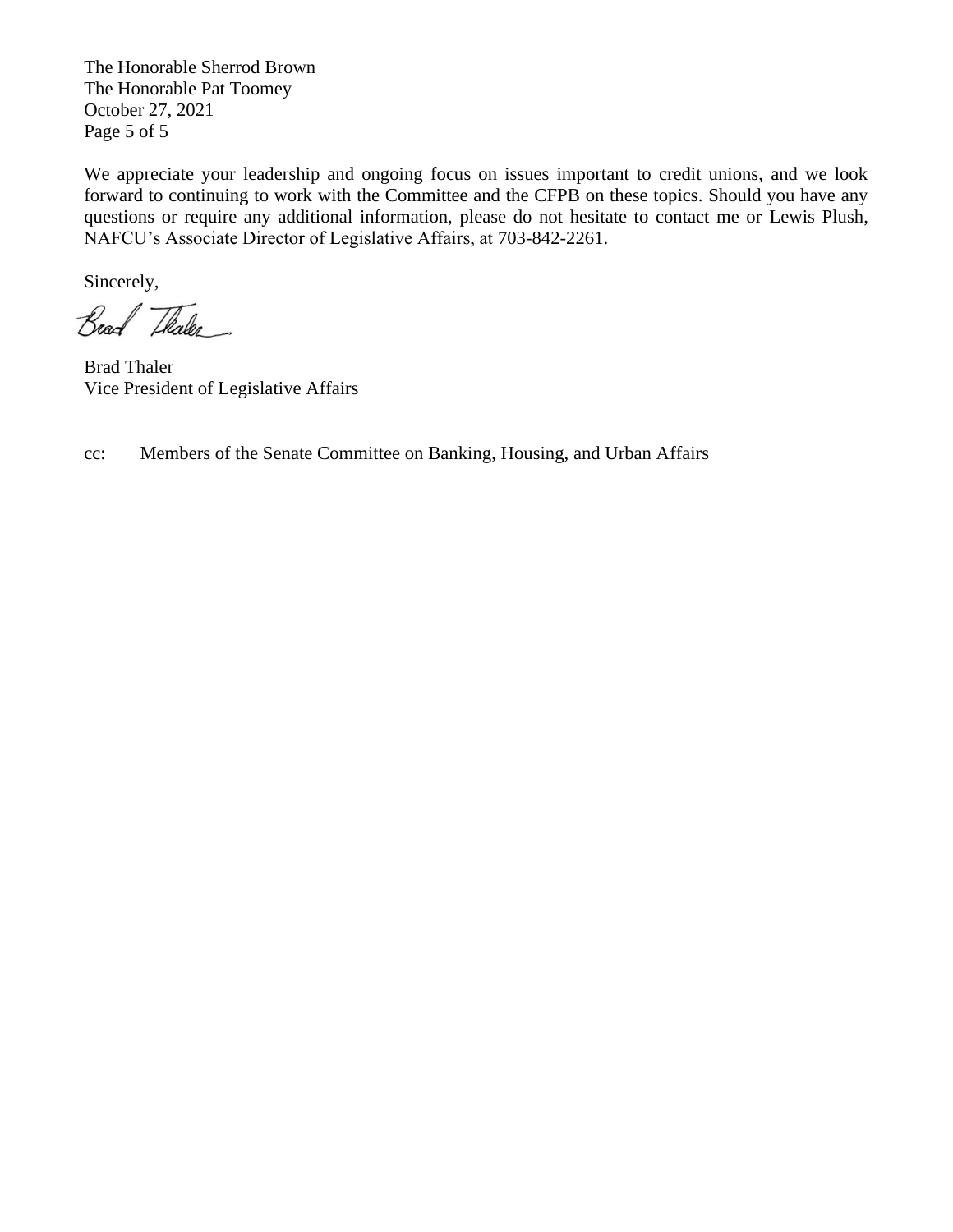We appreciate your leadership and ongoing focus on issues important to credit unions, and we look forward to continuing to work with the Committee and the CFPB on these topics. Should you have any questions or require any additional information, please do not hesitate to contact me or Lewis Plush, NAFCU's Associate Director of Legislative Affairs, at 703-842-2261.

Sincerely,

Brad Thaler
Vice President of Legislative Affairs

cc: Members of the Senate Committee on Banking, Housing, and Urban Affairs